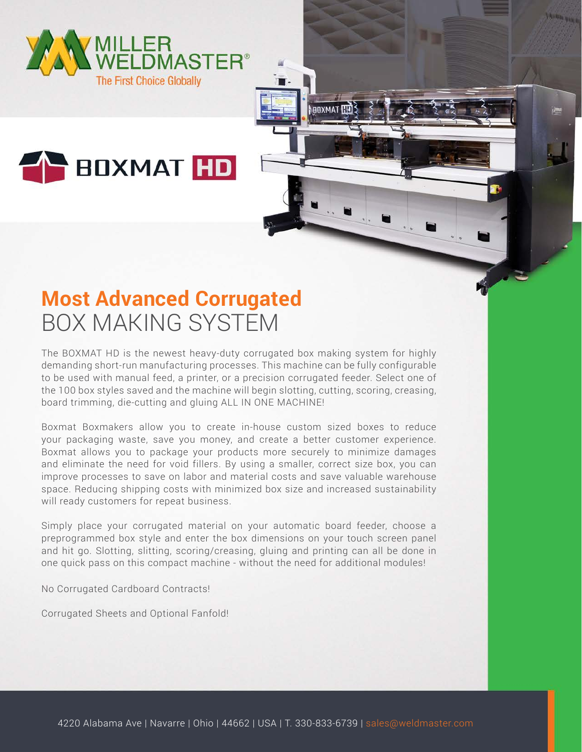MILLER WELDMASTER®

The First Choice Globally

BOXMAT HD

# Most Advanced Corrugated BOX MAKING SYSTEM

The BOXMAT HD is the newest heavy-duty corrugated box making system for highly demanding short-run manufacturing processes. This machine can be fully configurable to be used with manual feed, a printer, or a precision corrugated feeder. Select one of the 100 box styles saved and the machine will begin slotting, cutting, scoring, creasing, board trimming, die-cutting and gluing ALL IN ONE MACHINE!

Boxmat Boxmakers allow you to create in-house custom sized boxes to reduce your packaging waste, save you money, and create a better customer experience. Boxmat allows you to package your products more securely to minimize damages and eliminate the need for void fillers. By using a smaller, correct size box, you can improve processes to save on labor and material costs and save valuable warehouse space. Reducing shipping costs with minimized box size and increased sustainability will ready customers for repeat business.

Simply place your corrugated material on your automatic board feeder, choose a preprogrammed box style and enter the box dimensions on your touch screen panel and hit go. Slotting, slitting, scoring/creasing, gluing and printing can all be done in one quick pass on this compact machine - without the need for additional modules!

No Corrugated Cardboard Contracts!

Corrugated Sheets and Optional Fanfold!

4220 Alabama Ave | Navarre | Ohio | 44662 | USA | T. 330-833-6739 | sales@weldmaster.com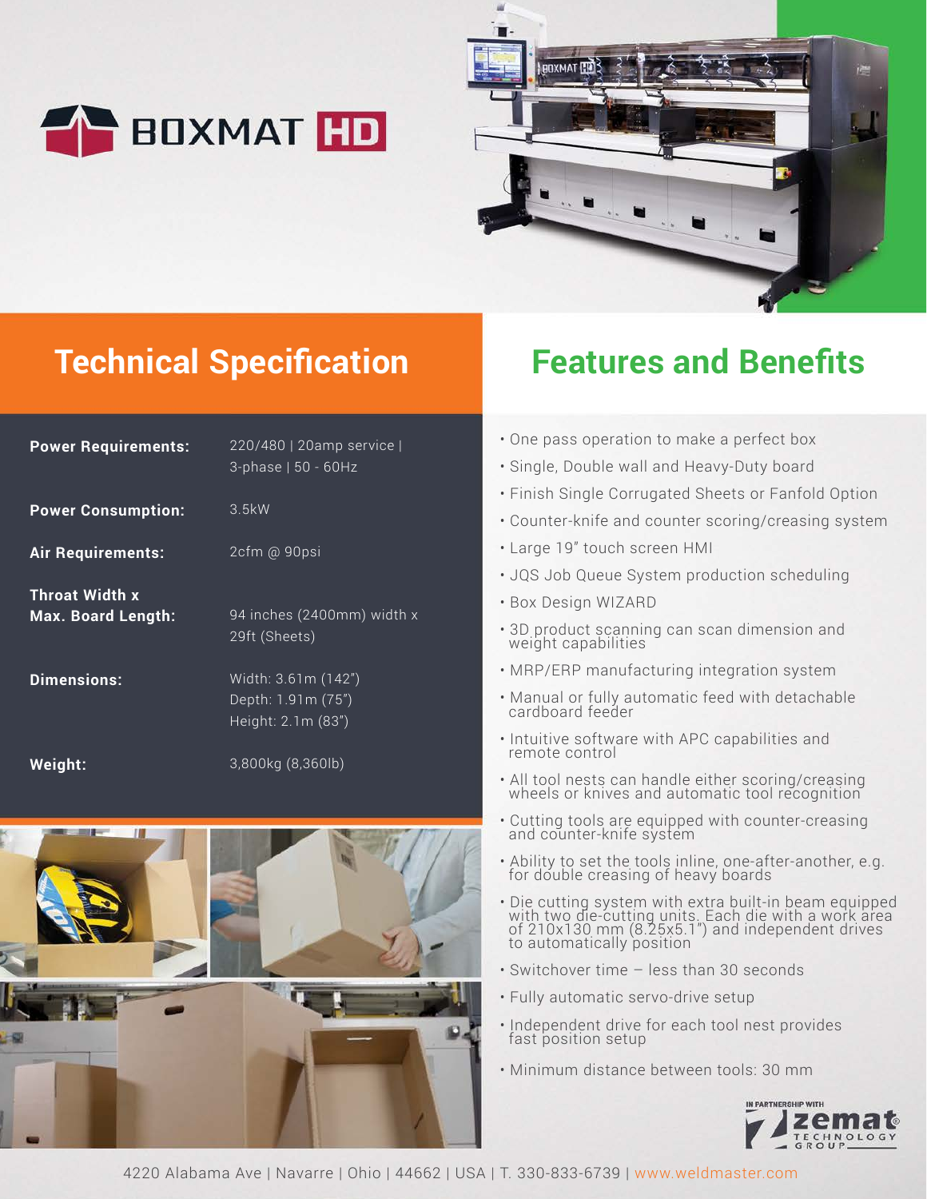# BOXMAT HD

## Technical Specification

| | |
|---|---|
| **Power Requirements:** | 220/480 \| 20amp service \| 3-phase \| 50 - 60Hz |
| **Power Consumption:** | 3.5kW |
| **Air Requirements:** | 2cfm @ 90psi |
| **Throat Width x Max. Board Length:** | 94 inches (2400mm) width x 29ft (Sheets) |
| **Dimensions:** | Width: 3.61m (142") Depth: 1.91m (75") Height: 2.1m (83") |
| **Weight:** | 3,800kg (8,360lb) |

## Features and Benefits

- One pass operation to make a perfect box
- Single, Double wall and Heavy-Duty board
- Finish Single Corrugated Sheets or Fanfold Option
- Counter-knife and counter scoring/creasing system
- Large 19" touch screen HMI
- JQS Job Queue System production scheduling
- Box Design WIZARD
- 3D product scanning can scan dimension and weight capabilities
- MRP/ERP manufacturing integration system
- Manual or fully automatic feed with detachable cardboard feeder
- Intuitive software with APC capabilities and remote control
- All tool nests can handle either scoring/creasing wheels or knives and automatic tool recognition
- Cutting tools are equipped with counter-creasing and counter-knife system
- Ability to set the tools inline, one-after-another, e.g. for double creasing of heavy boards
- Die cutting system with extra built-in beam equipped with two die-cutting units. Each die with a work area of 210x130 mm (8.25x5.1") and independent drives to automatically position
- Switchover time – less than 30 seconds
- Fully automatic servo-drive setup
- Independent drive for each tool nest provides fast position setup
- Minimum distance between tools: 30 mm

IN PARTNERSHIP WITH zemat TECHNOLOGY GROUP

4220 Alabama Ave | Navarre | Ohio | 44662 | USA | T. 330-833-6739 | www.weldmaster.com